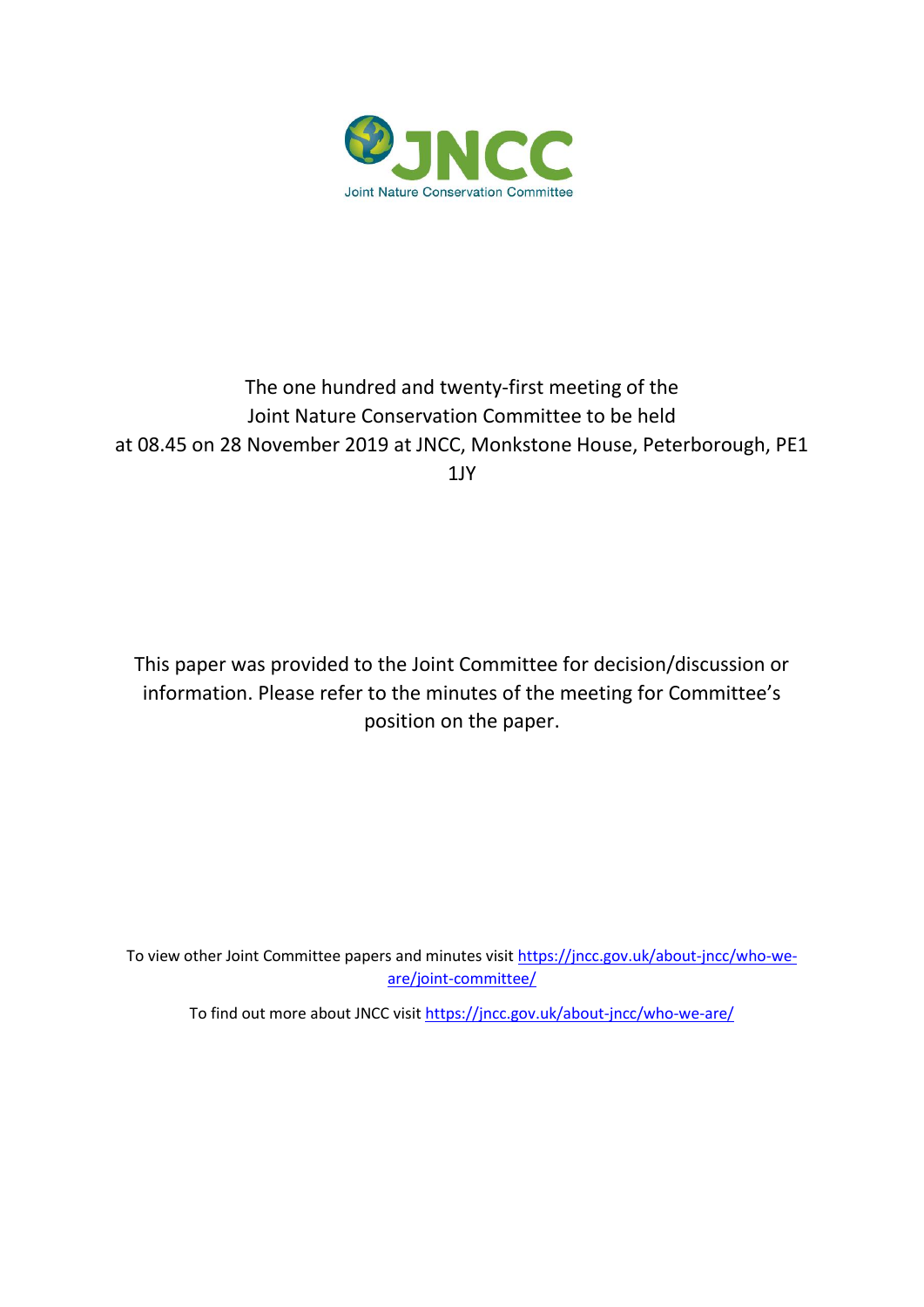JNCC

Joint Nature Conservation Committee

The one hundred and twenty-first meeting of the Joint Nature Conservation Committee to be held at 08.45 on 28 November 2019 at JNCC, Monkstone House, Peterborough, PE1 1JY

This paper was provided to the Joint Committee for decision/discussion or information. Please refer to the minutes of the meeting for Committee's position on the paper.

To view other Joint Committee papers and minutes visit [https://jncc.gov.uk/about-jncc/who-we-are/joint-committee/](https://jncc.gov.uk/about-jncc/who-we-are/joint-committee/)

To find out more about JNCC visit [https://jncc.gov.uk/about-jncc/who-we-are/](https://jncc.gov.uk/about-jncc/who-we-are/)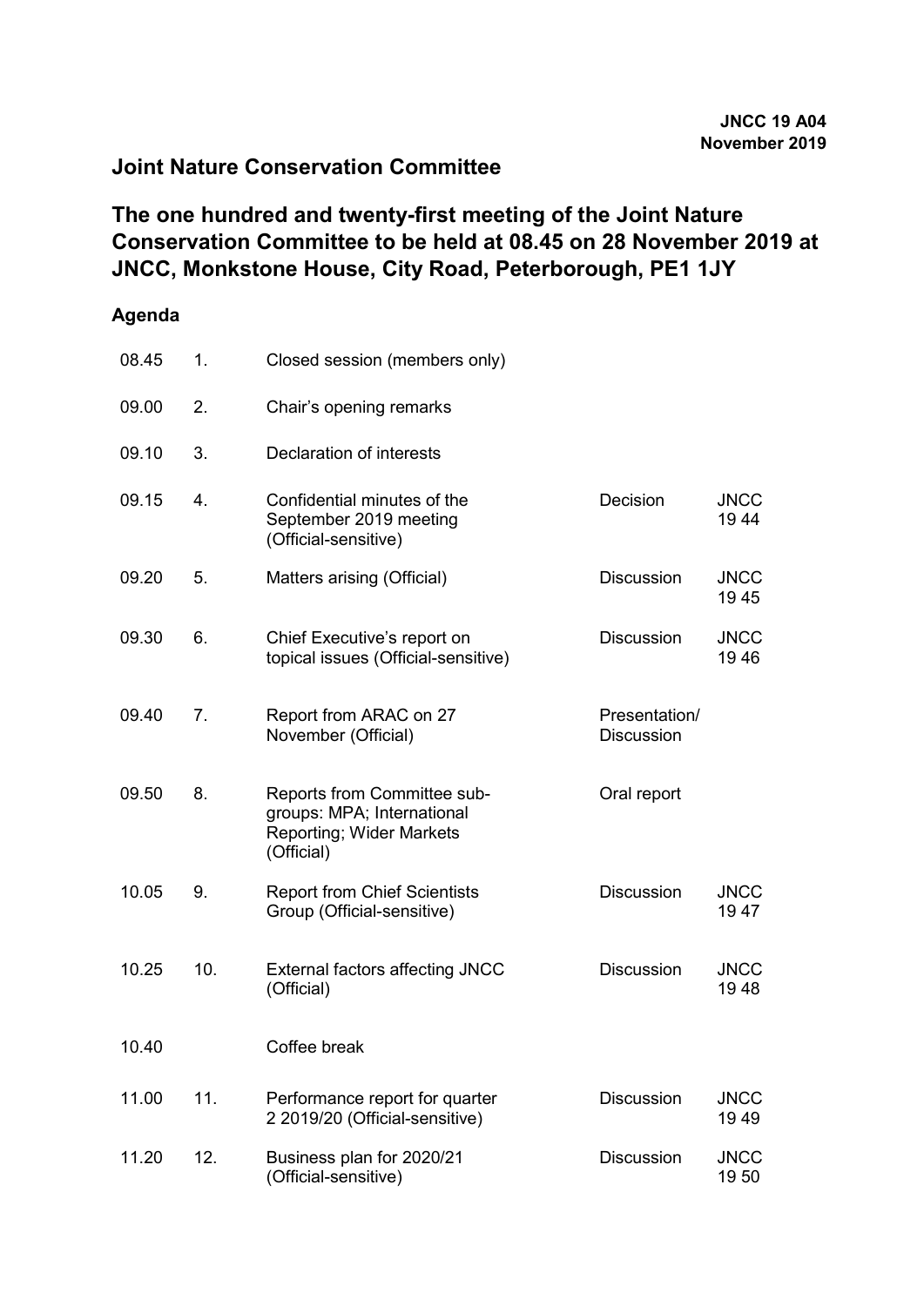**JNCC 19 A04**
**November 2019**

## Joint Nature Conservation Committee

# The one hundred and twenty-first meeting of the Joint Nature Conservation Committee to be held at 08.45 on 28 November 2019 at JNCC, Monkstone House, City Road, Peterborough, PE1 1JY

### Agenda

| | | | | |
|---|---|---|---|---|
| 08.45 | 1. | Closed session (members only) | | |
| 09.00 | 2. | Chair's opening remarks | | |
| 09.10 | 3. | Declaration of interests | | |
| 09.15 | 4. | Confidential minutes of the September 2019 meeting (Official-sensitive) | Decision | JNCC 19 44 |
| 09.20 | 5. | Matters arising (Official) | Discussion | JNCC 19 45 |
| 09.30 | 6. | Chief Executive's report on topical issues (Official-sensitive) | Discussion | JNCC 19 46 |
| 09.40 | 7. | Report from ARAC on 27 November (Official) | Presentation/ Discussion | |
| 09.50 | 8. | Reports from Committee sub-groups: MPA; International Reporting; Wider Markets (Official) | Oral report | |
| 10.05 | 9. | Report from Chief Scientists Group (Official-sensitive) | Discussion | JNCC 19 47 |
| 10.25 | 10. | External factors affecting JNCC (Official) | Discussion | JNCC 19 48 |
| 10.40 | | Coffee break | | |
| 11.00 | 11. | Performance report for quarter 2 2019/20 (Official-sensitive) | Discussion | JNCC 19 49 |
| 11.20 | 12. | Business plan for 2020/21 (Official-sensitive) | Discussion | JNCC 19 50 |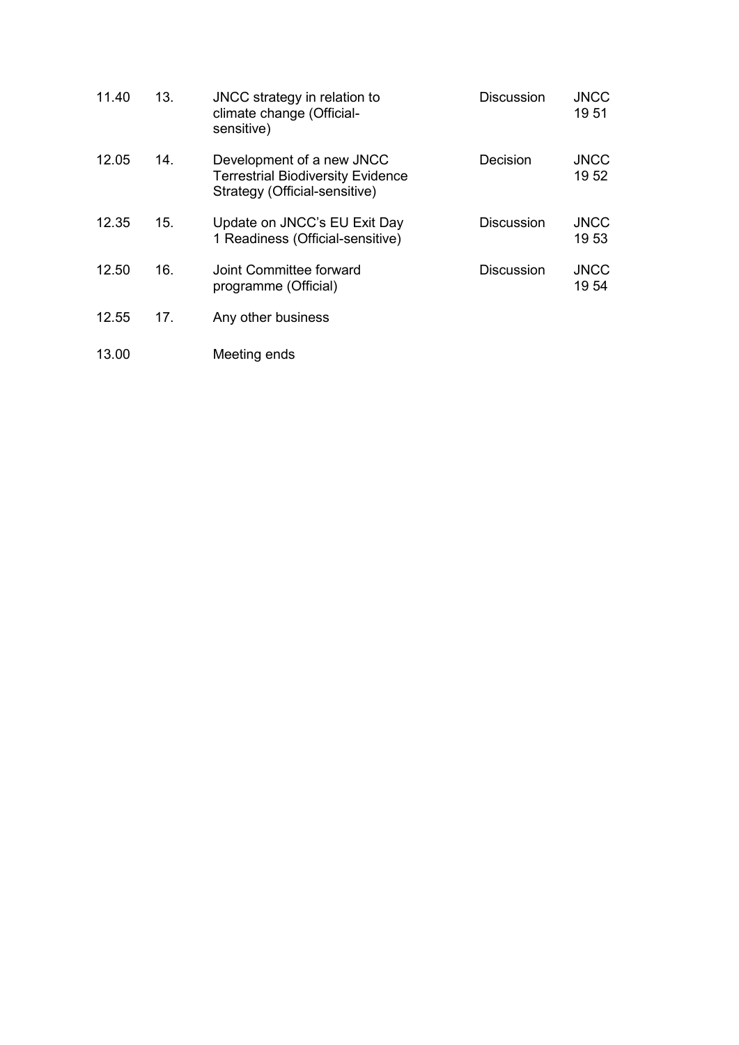| | | | | |
|---|---|---|---|---|
| 11.40 | 13. | JNCC strategy in relation to climate change (Official-sensitive) | Discussion | **JNCC** 19 51 |
| 12.05 | 14. | Development of a new JNCC Terrestrial Biodiversity Evidence Strategy (Official-sensitive) | Decision | **JNCC** 19 52 |
| 12.35 | 15. | Update on JNCC's EU Exit Day 1 Readiness (Official-sensitive) | Discussion | **JNCC** 19 53 |
| 12.50 | 16. | Joint Committee forward programme (Official) | Discussion | **JNCC** 19 54 |
| 12.55 | 17. | Any other business | | |
| 13.00 | | Meeting ends | | |